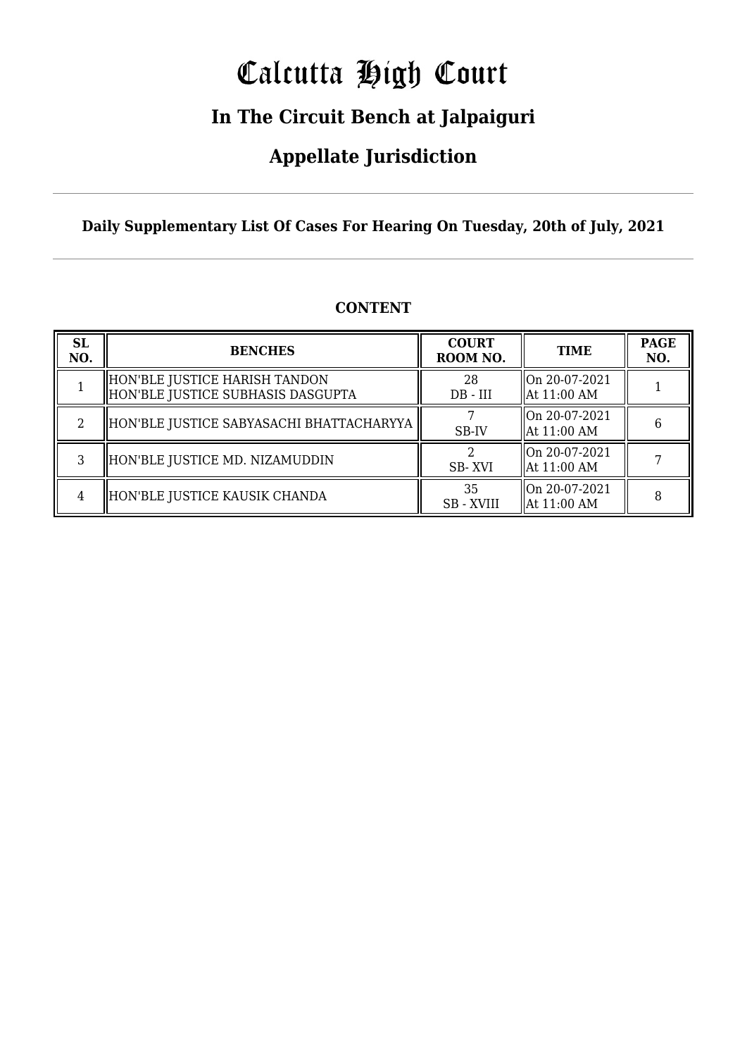# Calcutta High Court

## In The Circuit Bench at Jalpaiguri

## Appellate Jurisdiction

**Daily Supplementary List Of Cases For Hearing On Tuesday, 20th of July, 2021**

### CONTENT

| SL NO. | BENCHES | COURT ROOM NO. | TIME | PAGE NO. |
|---|---|---|---|---|
| 1 | HON'BLE JUSTICE HARISH TANDON<br>HON'BLE JUSTICE SUBHASIS DASGUPTA | 28<br>DB - III | On 20-07-2021<br>At 11:00 AM | 1 |
| 2 | HON'BLE JUSTICE SABYASACHI BHATTACHARYYA | 7<br>SB-IV | On 20-07-2021<br>At 11:00 AM | 6 |
| 3 | HON'BLE JUSTICE MD. NIZAMUDDIN | 2<br>SB- XVI | On 20-07-2021<br>At 11:00 AM | 7 |
| 4 | HON'BLE JUSTICE KAUSIK CHANDA | 35<br>SB - XVIII | On 20-07-2021<br>At 11:00 AM | 8 |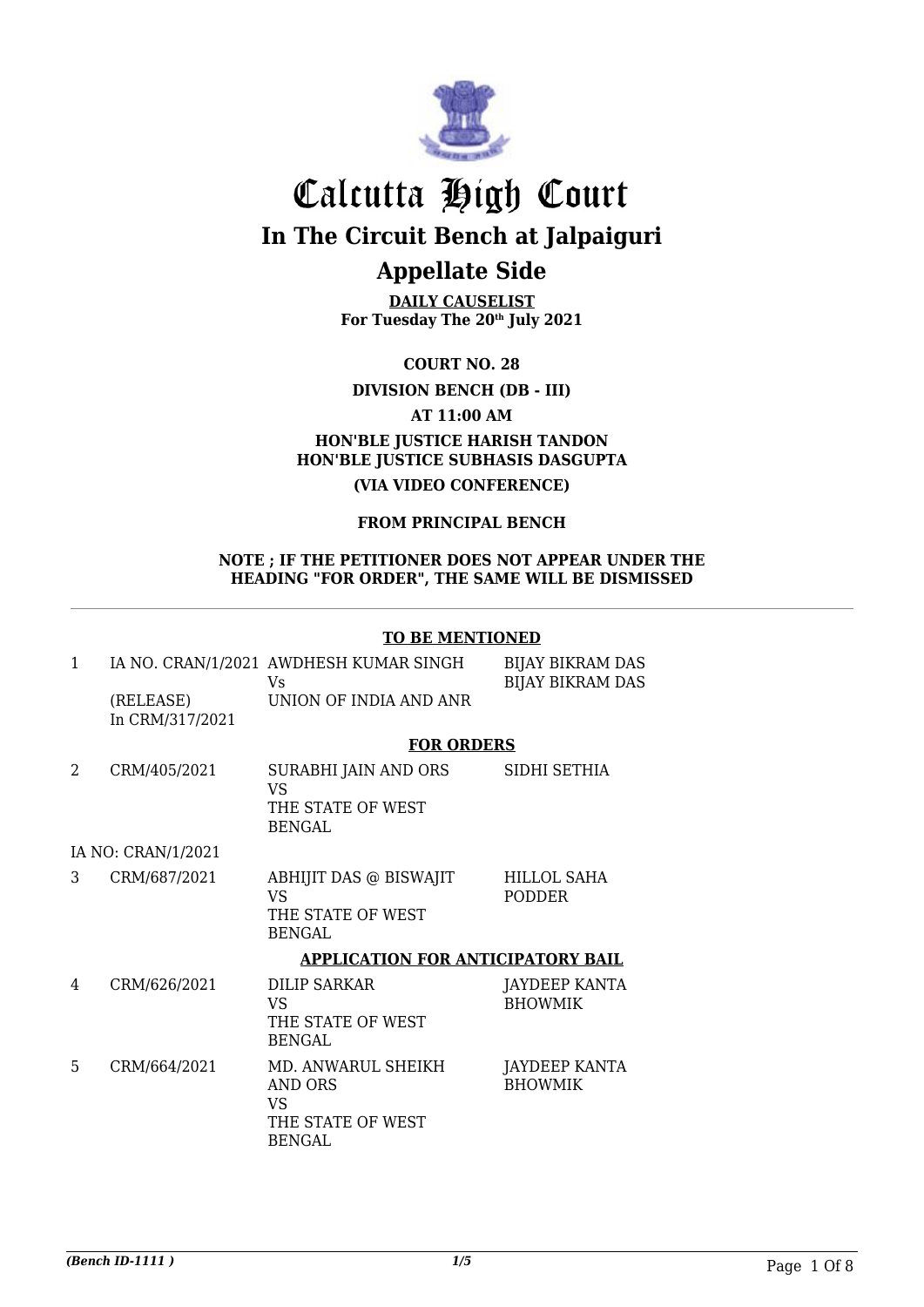# Calcutta High Court

## In The Circuit Bench at Jalpaiguri

## Appellate Side

**DAILY CAUSELIST**
**For Tuesday The 20th July 2021**

**COURT NO. 28**

**DIVISION BENCH (DB - III)**

**AT 11:00 AM**

**HON'BLE JUSTICE HARISH TANDON**
**HON'BLE JUSTICE SUBHASIS DASGUPTA**

**(VIA VIDEO CONFERENCE)**

**FROM PRINCIPAL BENCH**

**NOTE ; IF THE PETITIONER DOES NOT APPEAR UNDER THE HEADING "FOR ORDER", THE SAME WILL BE DISMISSED**

---

**TO BE MENTIONED**

| | | | |
|---|---|---|---|
| 1 | IA NO. CRAN/1/2021 (RELEASE) In CRM/317/2021 | AWDHESH KUMAR SINGH Vs UNION OF INDIA AND ANR | BIJAY BIKRAM DAS BIJAY BIKRAM DAS |

**FOR ORDERS**

| | | | |
|---|---|---|---|
| 2 | CRM/405/2021 | SURABHI JAIN AND ORS VS THE STATE OF WEST BENGAL | SIDHI SETHIA |
| | IA NO: CRAN/1/2021 | | |
| 3 | CRM/687/2021 | ABHIJIT DAS @ BISWAJIT VS THE STATE OF WEST BENGAL | HILLOL SAHA PODDER |

**APPLICATION FOR ANTICIPATORY BAIL**

| | | | |
|---|---|---|---|
| 4 | CRM/626/2021 | DILIP SARKAR VS THE STATE OF WEST BENGAL | JAYDEEP KANTA BHOWMIK |
| 5 | CRM/664/2021 | MD. ANWARUL SHEIKH AND ORS VS THE STATE OF WEST BENGAL | JAYDEEP KANTA BHOWMIK |

*(Bench ID-1111 )*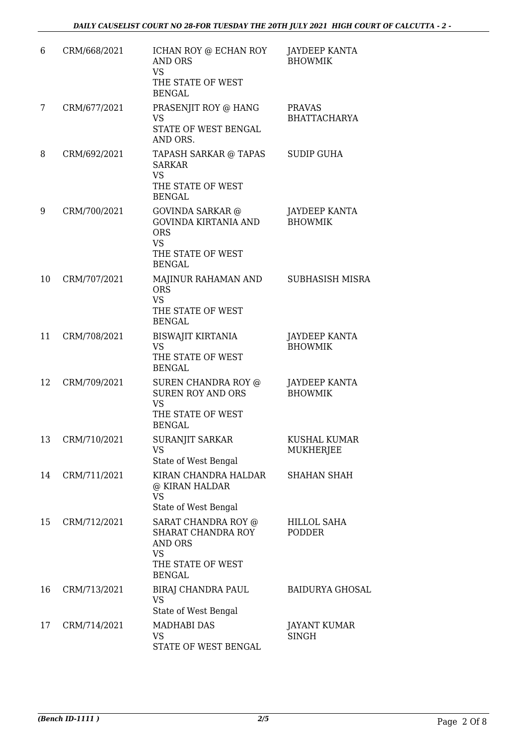| | | | |
|---|---|---|---|
| 6 | CRM/668/2021 | ICHAN ROY @ ECHAN ROY AND ORS<br>VS<br>THE STATE OF WEST BENGAL | JAYDEEP KANTA BHOWMIK |
| 7 | CRM/677/2021 | PRASENJIT ROY @ HANG<br>VS<br>STATE OF WEST BENGAL AND ORS. | PRAVAS BHATTACHARYA |
| 8 | CRM/692/2021 | TAPASH SARKAR @ TAPAS SARKAR<br>VS<br>THE STATE OF WEST BENGAL | SUDIP GUHA |
| 9 | CRM/700/2021 | GOVINDA SARKAR @ GOVINDA KIRTANIA AND ORS<br>VS<br>THE STATE OF WEST BENGAL | JAYDEEP KANTA BHOWMIK |
| 10 | CRM/707/2021 | MAJINUR RAHAMAN AND ORS<br>VS<br>THE STATE OF WEST BENGAL | SUBHASISH MISRA |
| 11 | CRM/708/2021 | BISWAJIT KIRTANIA<br>VS<br>THE STATE OF WEST BENGAL | JAYDEEP KANTA BHOWMIK |
| 12 | CRM/709/2021 | SUREN CHANDRA ROY @ SUREN ROY AND ORS<br>VS<br>THE STATE OF WEST BENGAL | JAYDEEP KANTA BHOWMIK |
| 13 | CRM/710/2021 | SURANJIT SARKAR<br>VS<br>State of West Bengal | KUSHAL KUMAR MUKHERJEE |
| 14 | CRM/711/2021 | KIRAN CHANDRA HALDAR @ KIRAN HALDAR<br>VS<br>State of West Bengal | SHAHAN SHAH |
| 15 | CRM/712/2021 | SARAT CHANDRA ROY @ SHARAT CHANDRA ROY AND ORS<br>VS<br>THE STATE OF WEST BENGAL | HILLOL SAHA PODDER |
| 16 | CRM/713/2021 | BIRAJ CHANDRA PAUL<br>VS<br>State of West Bengal | BAIDURYA GHOSAL |
| 17 | CRM/714/2021 | MADHABI DAS<br>VS<br>STATE OF WEST BENGAL | JAYANT KUMAR SINGH |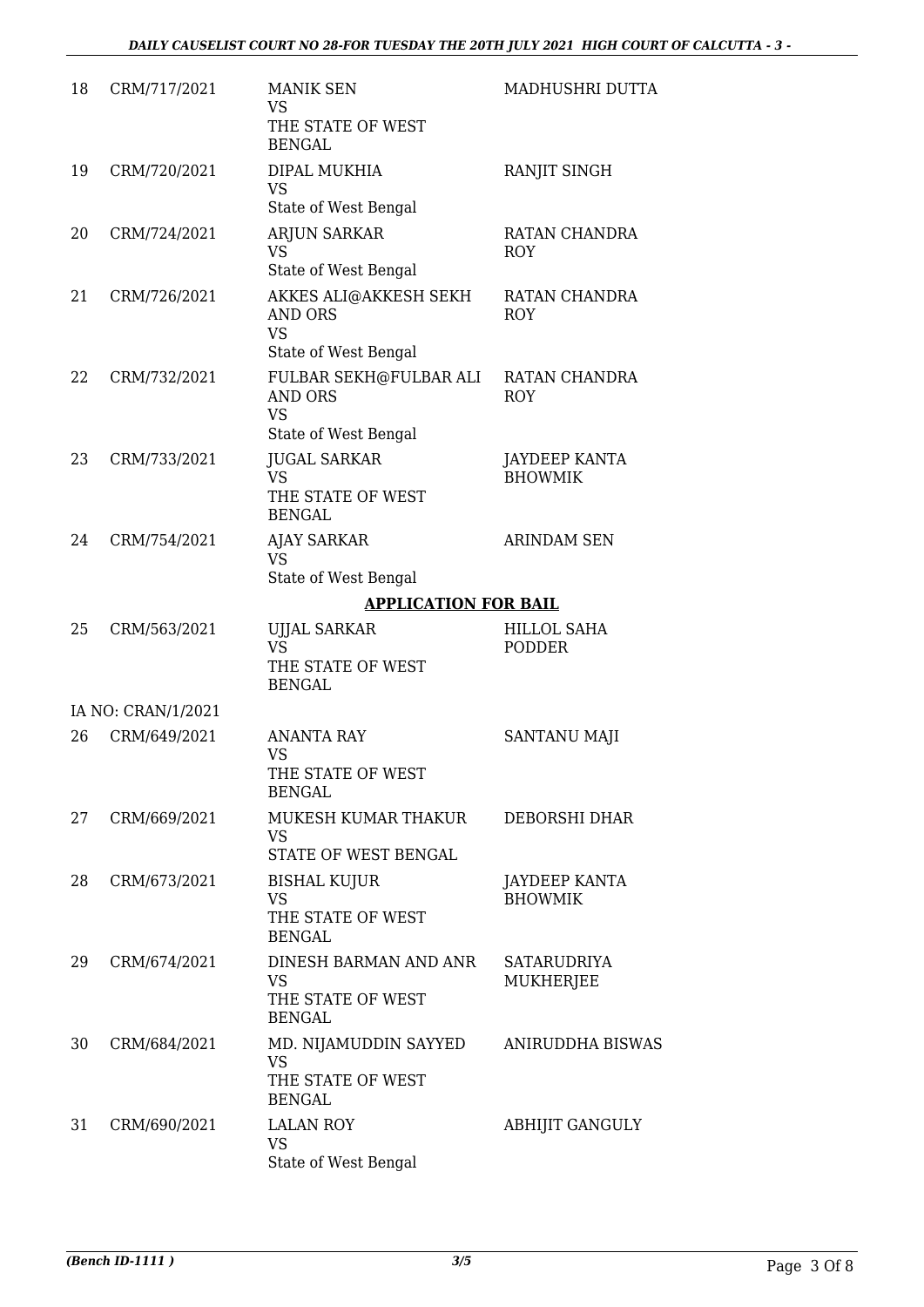| | | | |
|---|---|---|---|
| 18 | CRM/717/2021 | MANIK SEN<br>VS<br>THE STATE OF WEST BENGAL | MADHUSHRI DUTTA |
| 19 | CRM/720/2021 | DIPAL MUKHIA<br>VS<br>State of West Bengal | RANJIT SINGH |
| 20 | CRM/724/2021 | ARJUN SARKAR<br>VS<br>State of West Bengal | RATAN CHANDRA ROY |
| 21 | CRM/726/2021 | AKKES ALI@AKKESH SEKH AND ORS<br>VS<br>State of West Bengal | RATAN CHANDRA ROY |
| 22 | CRM/732/2021 | FULBAR SEKH@FULBAR ALI AND ORS<br>VS<br>State of West Bengal | RATAN CHANDRA ROY |
| 23 | CRM/733/2021 | JUGAL SARKAR<br>VS<br>THE STATE OF WEST BENGAL | JAYDEEP KANTA BHOWMIK |
| 24 | CRM/754/2021 | AJAY SARKAR<br>VS<br>State of West Bengal | ARINDAM SEN |

**APPLICATION FOR BAIL**

| | | | |
|---|---|---|---|
| 25 | CRM/563/2021 | UJJAL SARKAR<br>VS<br>THE STATE OF WEST BENGAL | HILLOL SAHA PODDER |
| | IA NO: CRAN/1/2021 | | |
| 26 | CRM/649/2021 | ANANTA RAY<br>VS<br>THE STATE OF WEST BENGAL | SANTANU MAJI |
| 27 | CRM/669/2021 | MUKESH KUMAR THAKUR<br>VS<br>STATE OF WEST BENGAL | DEBORSHI DHAR |
| 28 | CRM/673/2021 | BISHAL KUJUR<br>VS<br>THE STATE OF WEST BENGAL | JAYDEEP KANTA BHOWMIK |
| 29 | CRM/674/2021 | DINESH BARMAN AND ANR<br>VS<br>THE STATE OF WEST BENGAL | SATARUDRIYA MUKHERJEE |
| 30 | CRM/684/2021 | MD. NIJAMUDDIN SAYYED<br>VS<br>THE STATE OF WEST BENGAL | ANIRUDDHA BISWAS |
| 31 | CRM/690/2021 | LALAN ROY<br>VS<br>State of West Bengal | ABHIJIT GANGULY |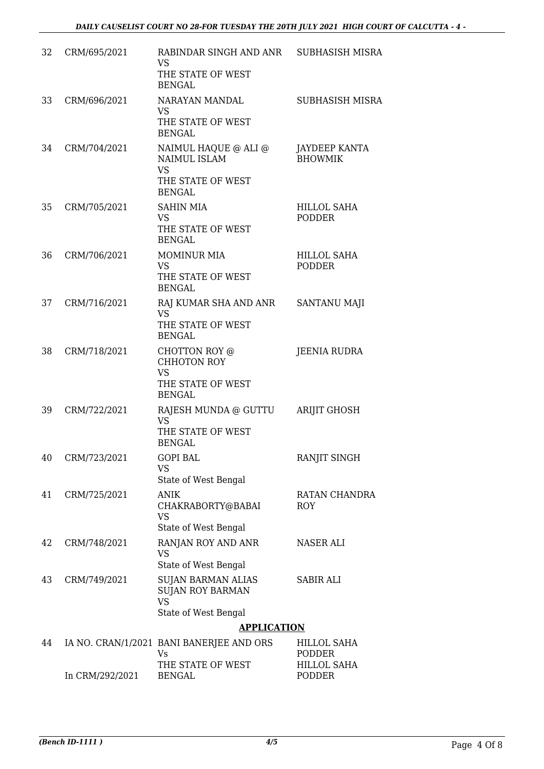| | | | |
|---|---|---|---|
| 32 | CRM/695/2021 | RABINDAR SINGH AND ANR<br>VS<br>THE STATE OF WEST BENGAL | SUBHASISH MISRA |
| 33 | CRM/696/2021 | NARAYAN MANDAL<br>VS<br>THE STATE OF WEST BENGAL | SUBHASISH MISRA |
| 34 | CRM/704/2021 | NAIMUL HAQUE @ ALI @ NAIMUL ISLAM<br>VS<br>THE STATE OF WEST BENGAL | JAYDEEP KANTA BHOWMIK |
| 35 | CRM/705/2021 | SAHIN MIA<br>VS<br>THE STATE OF WEST BENGAL | HILLOL SAHA PODDER |
| 36 | CRM/706/2021 | MOMINUR MIA<br>VS<br>THE STATE OF WEST BENGAL | HILLOL SAHA PODDER |
| 37 | CRM/716/2021 | RAJ KUMAR SHA AND ANR<br>VS<br>THE STATE OF WEST BENGAL | SANTANU MAJI |
| 38 | CRM/718/2021 | CHOTTON ROY @ CHHOTON ROY<br>VS<br>THE STATE OF WEST BENGAL | JEENIA RUDRA |
| 39 | CRM/722/2021 | RAJESH MUNDA @ GUTTU<br>VS<br>THE STATE OF WEST BENGAL | ARIJIT GHOSH |
| 40 | CRM/723/2021 | GOPI BAL<br>VS<br>State of West Bengal | RANJIT SINGH |
| 41 | CRM/725/2021 | ANIK CHAKRABORTY@BABAI<br>VS<br>State of West Bengal | RATAN CHANDRA ROY |
| 42 | CRM/748/2021 | RANJAN ROY AND ANR<br>VS<br>State of West Bengal | NASER ALI |
| 43 | CRM/749/2021 | SUJAN BARMAN ALIAS SUJAN ROY BARMAN<br>VS<br>State of West Bengal | SABIR ALI |

**APPLICATION**

| | | | |
|---|---|---|---|
| 44 | IA NO. CRAN/1/2021<br>In CRM/292/2021 | BANI BANERJEE AND ORS<br>Vs<br>THE STATE OF WEST BENGAL | HILLOL SAHA PODDER<br>HILLOL SAHA PODDER |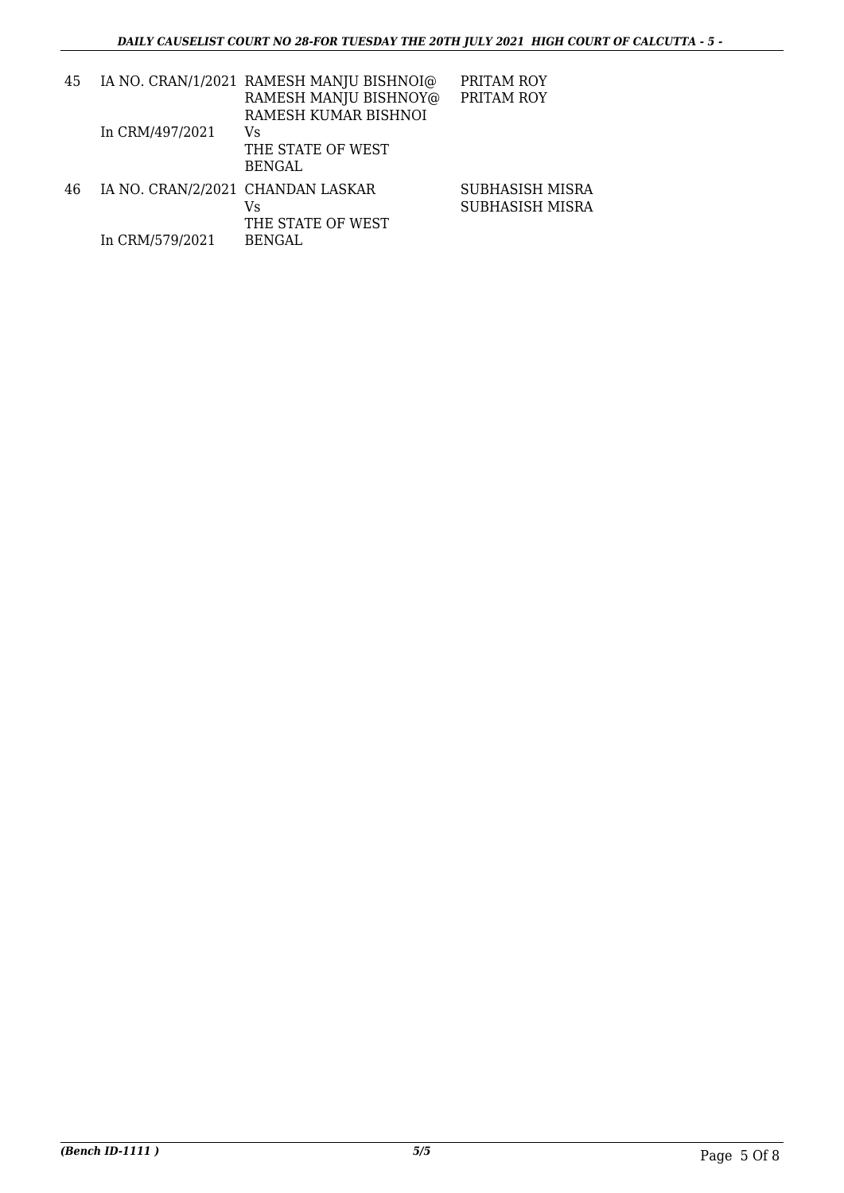| | | | |
|---|---|---|---|
| 45 | IA NO. CRAN/1/2021<br>In CRM/497/2021 | RAMESH MANJU BISHNOI@ RAMESH MANJU BISHNOY@ RAMESH KUMAR BISHNOI<br>Vs<br>THE STATE OF WEST BENGAL | PRITAM ROY<br>PRITAM ROY |
| 46 | IA NO. CRAN/2/2021<br>In CRM/579/2021 | CHANDAN LASKAR<br>Vs<br>THE STATE OF WEST BENGAL | SUBHASISH MISRA<br>SUBHASISH MISRA |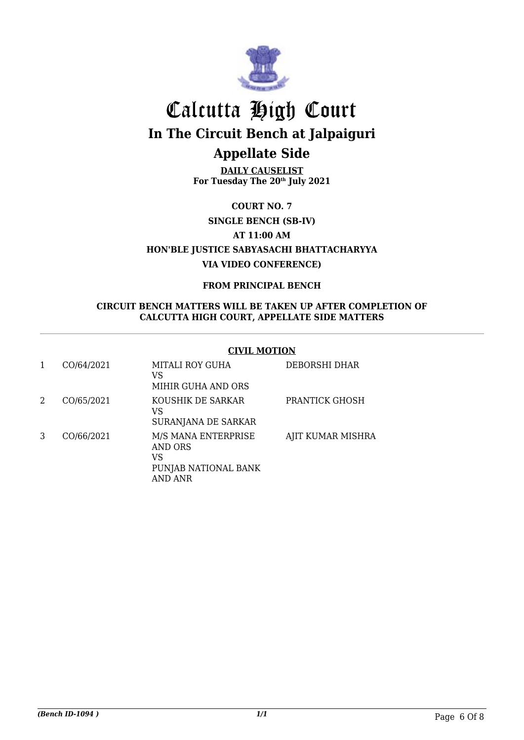# Calcutta High Court

## In The Circuit Bench at Jalpaiguri

## Appellate Side

**DAILY CAUSELIST**
**For Tuesday The 20th July 2021**

**COURT NO. 7**

**SINGLE BENCH (SB-IV)**

**AT 11:00 AM**

**HON'BLE JUSTICE SABYASACHI BHATTACHARYYA**

**VIA VIDEO CONFERENCE)**

**FROM PRINCIPAL BENCH**

**CIRCUIT BENCH MATTERS WILL BE TAKEN UP AFTER COMPLETION OF CALCUTTA HIGH COURT, APPELLATE SIDE MATTERS**

**CIVIL MOTION**

| | | | |
|---|---|---|---|
| 1 | CO/64/2021 | MITALI ROY GUHA<br>VS<br>MIHIR GUHA AND ORS | DEBORSHI DHAR |
| 2 | CO/65/2021 | KOUSHIK DE SARKAR<br>VS<br>SURANJANA DE SARKAR | PRANTICK GHOSH |
| 3 | CO/66/2021 | M/S MANA ENTERPRISE AND ORS<br>VS<br>PUNJAB NATIONAL BANK AND ANR | AJIT KUMAR MISHRA |

*(Bench ID-1094 )*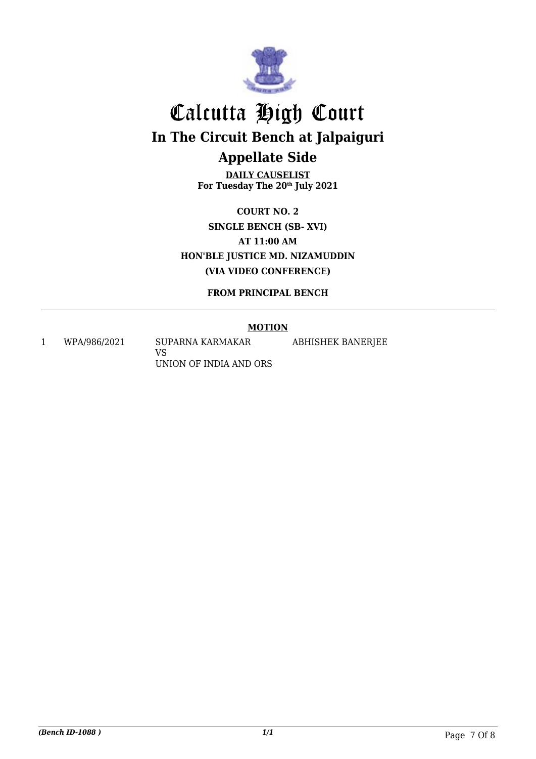# Calcutta High Court

## In The Circuit Bench at Jalpaiguri

## Appellate Side

**DAILY CAUSELIST**
**For Tuesday The 20th July 2021**

**COURT NO. 2**
**SINGLE BENCH (SB- XVI)**
**AT 11:00 AM**
**HON'BLE JUSTICE MD. NIZAMUDDIN**
**(VIA VIDEO CONFERENCE)**

**FROM PRINCIPAL BENCH**

**MOTION**

| | | | |
|---|---|---|---|
| 1 | WPA/986/2021 | SUPARNA KARMAKAR<br>VS<br>UNION OF INDIA AND ORS | ABHISHEK BANERJEE |

*(Bench ID-1088 )* *1/1*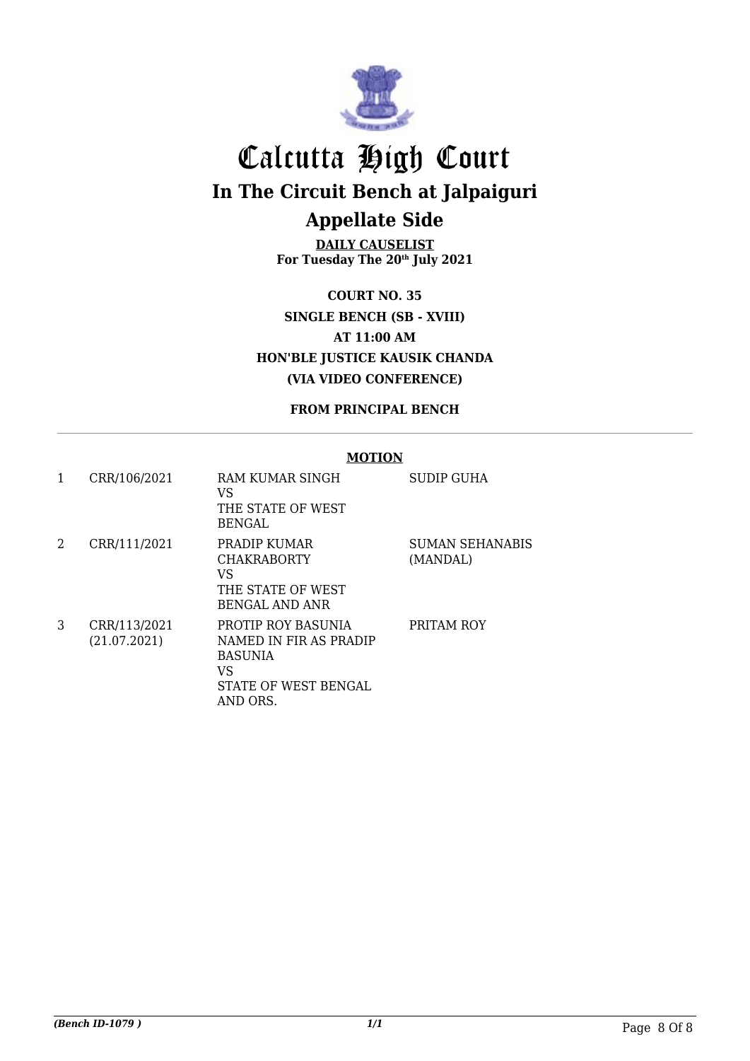# Calcutta High Court

## In The Circuit Bench at Jalpaiguri

## Appellate Side

**DAILY CAUSELIST**
**For Tuesday The 20th July 2021**

**COURT NO. 35**
**SINGLE BENCH (SB - XVIII)**
**AT 11:00 AM**
**HON'BLE JUSTICE KAUSIK CHANDA**
**(VIA VIDEO CONFERENCE)**

**FROM PRINCIPAL BENCH**

**MOTION**

| | | | |
|---|---|---|---|
| 1 | CRR/106/2021 | RAM KUMAR SINGH VS THE STATE OF WEST BENGAL | SUDIP GUHA |
| 2 | CRR/111/2021 | PRADIP KUMAR CHAKRABORTY VS THE STATE OF WEST BENGAL AND ANR | SUMAN SEHANABIS (MANDAL) |
| 3 | CRR/113/2021 (21.07.2021) | PROTIP ROY BASUNIA NAMED IN FIR AS PRADIP BASUNIA VS STATE OF WEST BENGAL AND ORS. | PRITAM ROY |

*(Bench ID-1079 )*